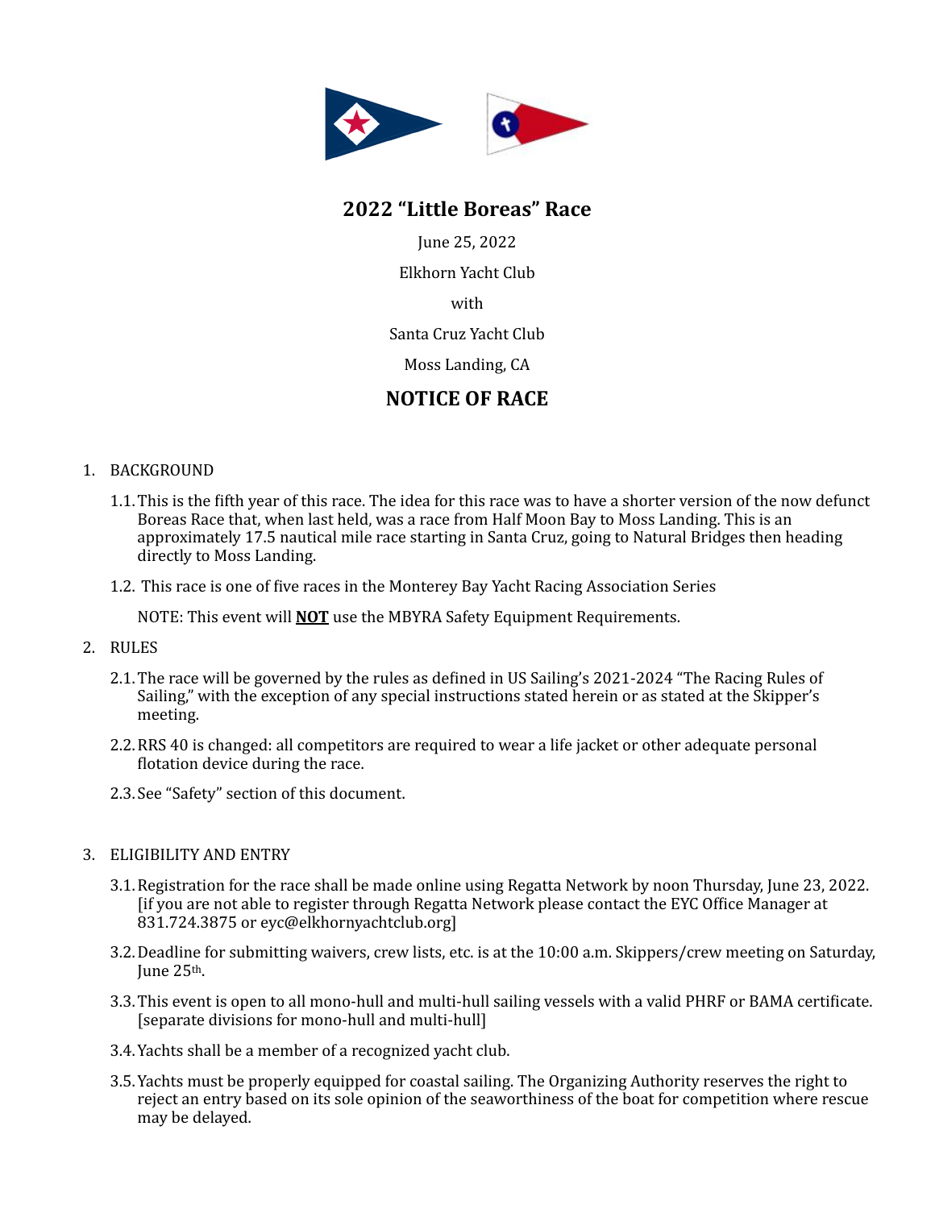# 2022 “Little Boreas” Race

June 25, 2022

Elkhorn Yacht Club

with

Santa Cruz Yacht Club

Moss Landing, CA

## NOTICE OF RACE

1. BACKGROUND

   1.1. This is the fifth year of this race. The idea for this race was to have a shorter version of the now defunct Boreas Race that, when last held, was a race from Half Moon Bay to Moss Landing. This is an approximately 17.5 nautical mile race starting in Santa Cruz, going to Natural Bridges then heading directly to Moss Landing.

   1.2. This race is one of five races in the Monterey Bay Yacht Racing Association Series

   NOTE: This event will **NOT** use the MBYRA Safety Equipment Requirements.

2. RULES

   2.1. The race will be governed by the rules as defined in US Sailing’s 2021-2024 “The Racing Rules of Sailing,” with the exception of any special instructions stated herein or as stated at the Skipper’s meeting.

   2.2. RRS 40 is changed: all competitors are required to wear a life jacket or other adequate personal flotation device during the race.

   2.3. See “Safety” section of this document.

3. ELIGIBILITY AND ENTRY

   3.1. Registration for the race shall be made online using Regatta Network by noon Thursday, June 23, 2022. [if you are not able to register through Regatta Network please contact the EYC Office Manager at 831.724.3875 or eyc@elkhornyachtclub.org]

   3.2. Deadline for submitting waivers, crew lists, etc. is at the 10:00 a.m. Skippers/crew meeting on Saturday, June 25th.

   3.3. This event is open to all mono-hull and multi-hull sailing vessels with a valid PHRF or BAMA certificate. [separate divisions for mono-hull and multi-hull]

   3.4. Yachts shall be a member of a recognized yacht club.

   3.5. Yachts must be properly equipped for coastal sailing. The Organizing Authority reserves the right to reject an entry based on its sole opinion of the seaworthiness of the boat for competition where rescue may be delayed.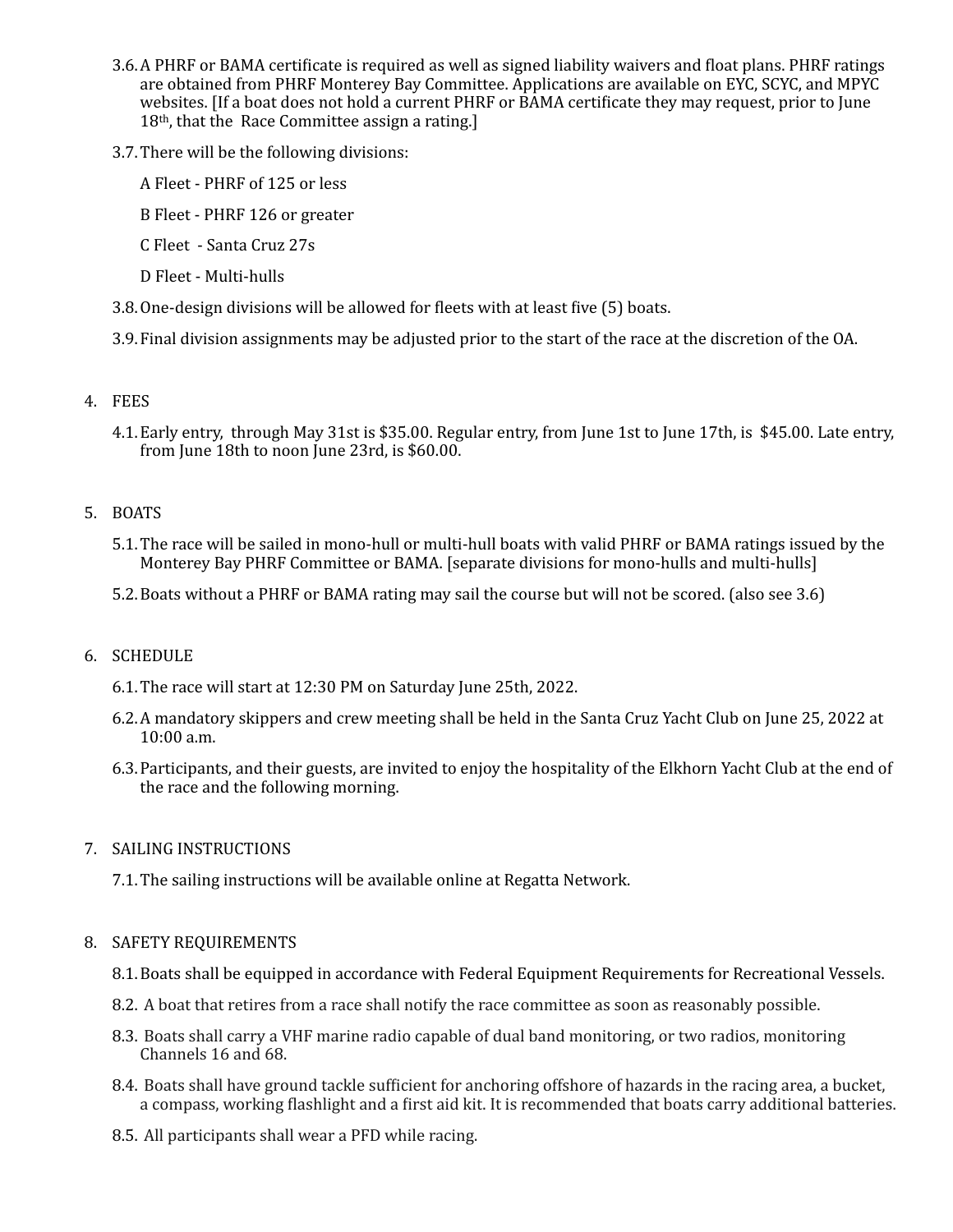3.6. A PHRF or BAMA certificate is required as well as signed liability waivers and float plans. PHRF ratings are obtained from PHRF Monterey Bay Committee. Applications are available on EYC, SCYC, and MPYC websites. [If a boat does not hold a current PHRF or BAMA certificate they may request, prior to June 18th, that the Race Committee assign a rating.]

3.7. There will be the following divisions:

A Fleet - PHRF of 125 or less

B Fleet - PHRF 126 or greater

C Fleet - Santa Cruz 27s

D Fleet - Multi-hulls

3.8. One-design divisions will be allowed for fleets with at least five (5) boats.

3.9. Final division assignments may be adjusted prior to the start of the race at the discretion of the OA.

4. FEES

4.1. Early entry, through May 31st is $35.00. Regular entry, from June 1st to June 17th, is $45.00. Late entry, from June 18th to noon June 23rd, is $60.00.

5. BOATS

5.1. The race will be sailed in mono-hull or multi-hull boats with valid PHRF or BAMA ratings issued by the Monterey Bay PHRF Committee or BAMA. [separate divisions for mono-hulls and multi-hulls]

5.2. Boats without a PHRF or BAMA rating may sail the course but will not be scored. (also see 3.6)

6. SCHEDULE

6.1. The race will start at 12:30 PM on Saturday June 25th, 2022.

6.2. A mandatory skippers and crew meeting shall be held in the Santa Cruz Yacht Club on June 25, 2022 at 10:00 a.m.

6.3. Participants, and their guests, are invited to enjoy the hospitality of the Elkhorn Yacht Club at the end of the race and the following morning.

7. SAILING INSTRUCTIONS

7.1. The sailing instructions will be available online at Regatta Network.

8. SAFETY REQUIREMENTS

8.1. Boats shall be equipped in accordance with Federal Equipment Requirements for Recreational Vessels.

8.2. A boat that retires from a race shall notify the race committee as soon as reasonably possible.

8.3. Boats shall carry a VHF marine radio capable of dual band monitoring, or two radios, monitoring Channels 16 and 68.

8.4. Boats shall have ground tackle sufficient for anchoring offshore of hazards in the racing area, a bucket, a compass, working flashlight and a first aid kit. It is recommended that boats carry additional batteries.

8.5. All participants shall wear a PFD while racing.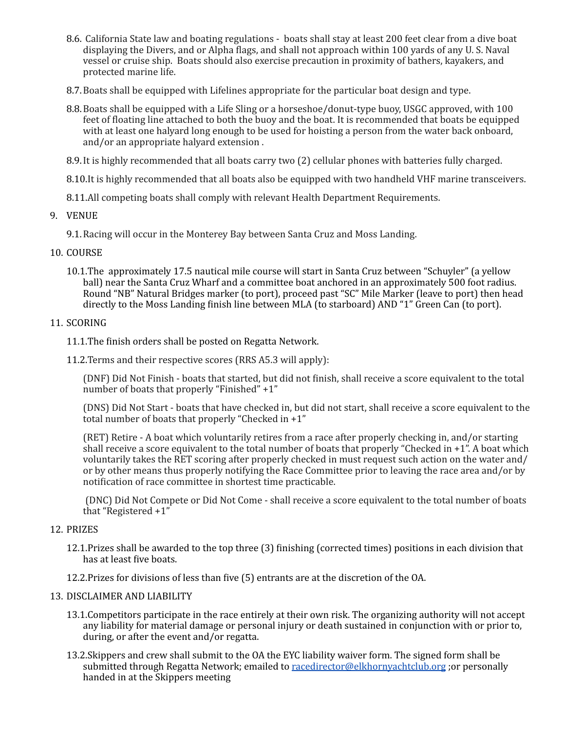8.6. California State law and boating regulations - boats shall stay at least 200 feet clear from a dive boat displaying the Divers, and or Alpha flags, and shall not approach within 100 yards of any U. S. Naval vessel or cruise ship. Boats should also exercise precaution in proximity of bathers, kayakers, and protected marine life.

8.7. Boats shall be equipped with Lifelines appropriate for the particular boat design and type.

8.8. Boats shall be equipped with a Life Sling or a horseshoe/donut-type buoy, USGC approved, with 100 feet of floating line attached to both the buoy and the boat. It is recommended that boats be equipped with at least one halyard long enough to be used for hoisting a person from the water back onboard, and/or an appropriate halyard extension .

8.9. It is highly recommended that all boats carry two (2) cellular phones with batteries fully charged.

8.10. It is highly recommended that all boats also be equipped with two handheld VHF marine transceivers.

8.11. All competing boats shall comply with relevant Health Department Requirements.

9. VENUE

9.1. Racing will occur in the Monterey Bay between Santa Cruz and Moss Landing.

10. COURSE

10.1. The approximately 17.5 nautical mile course will start in Santa Cruz between "Schuyler" (a yellow ball) near the Santa Cruz Wharf and a committee boat anchored in an approximately 500 foot radius. Round "NB" Natural Bridges marker (to port), proceed past "SC" Mile Marker (leave to port) then head directly to the Moss Landing finish line between MLA (to starboard) AND "1" Green Can (to port).

11. SCORING

11.1. The finish orders shall be posted on Regatta Network.

11.2. Terms and their respective scores (RRS A5.3 will apply):

(DNF) Did Not Finish - boats that started, but did not finish, shall receive a score equivalent to the total number of boats that properly "Finished" +1"

(DNS) Did Not Start - boats that have checked in, but did not start, shall receive a score equivalent to the total number of boats that properly "Checked in +1"

(RET) Retire - A boat which voluntarily retires from a race after properly checking in, and/or starting shall receive a score equivalent to the total number of boats that properly "Checked in +1". A boat which voluntarily takes the RET scoring after properly checked in must request such action on the water and/or by other means thus properly notifying the Race Committee prior to leaving the race area and/or by notification of race committee in shortest time practicable.

(DNC) Did Not Compete or Did Not Come - shall receive a score equivalent to the total number of boats that "Registered +1"

12. PRIZES

12.1. Prizes shall be awarded to the top three (3) finishing (corrected times) positions in each division that has at least five boats.

12.2. Prizes for divisions of less than five (5) entrants are at the discretion of the OA.

13. DISCLAIMER AND LIABILITY

13.1. Competitors participate in the race entirely at their own risk. The organizing authority will not accept any liability for material damage or personal injury or death sustained in conjunction with or prior to, during, or after the event and/or regatta.

13.2. Skippers and crew shall submit to the OA the EYC liability waiver form. The signed form shall be submitted through Regatta Network; emailed to racedirector@elkhornyachtclub.org ;or personally handed in at the Skippers meeting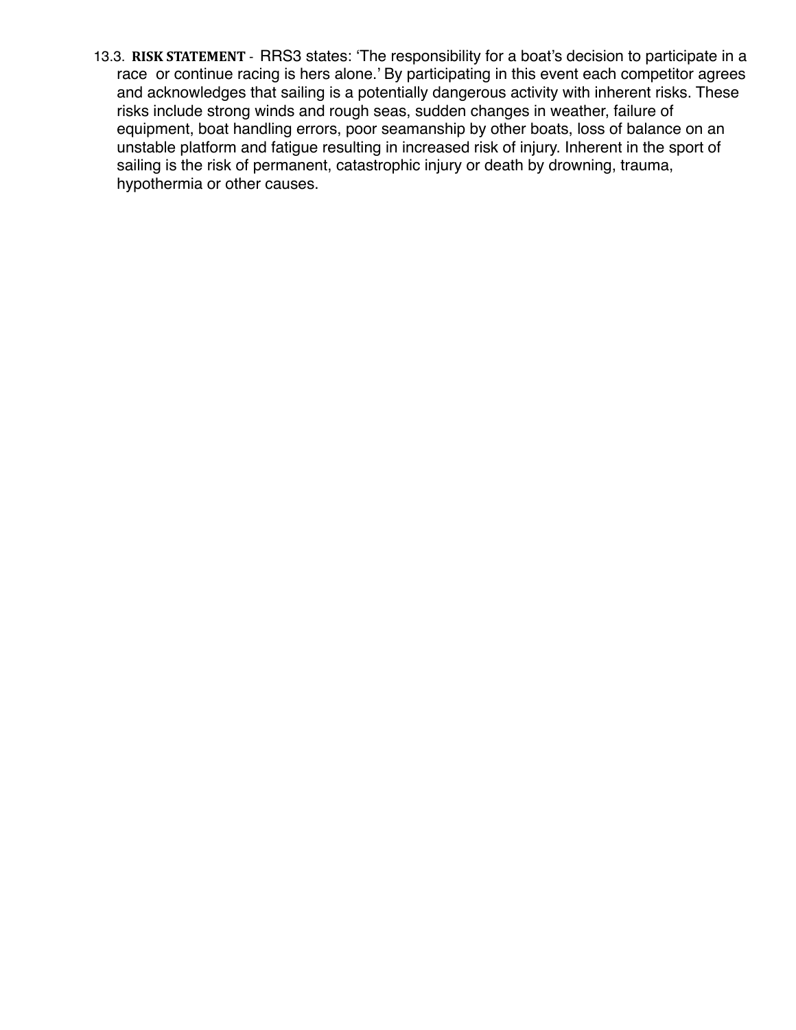13.3. **RISK STATEMENT** - RRS3 states: 'The responsibility for a boat's decision to participate in a race or continue racing is hers alone.' By participating in this event each competitor agrees and acknowledges that sailing is a potentially dangerous activity with inherent risks. These risks include strong winds and rough seas, sudden changes in weather, failure of equipment, boat handling errors, poor seamanship by other boats, loss of balance on an unstable platform and fatigue resulting in increased risk of injury. Inherent in the sport of sailing is the risk of permanent, catastrophic injury or death by drowning, trauma, hypothermia or other causes.